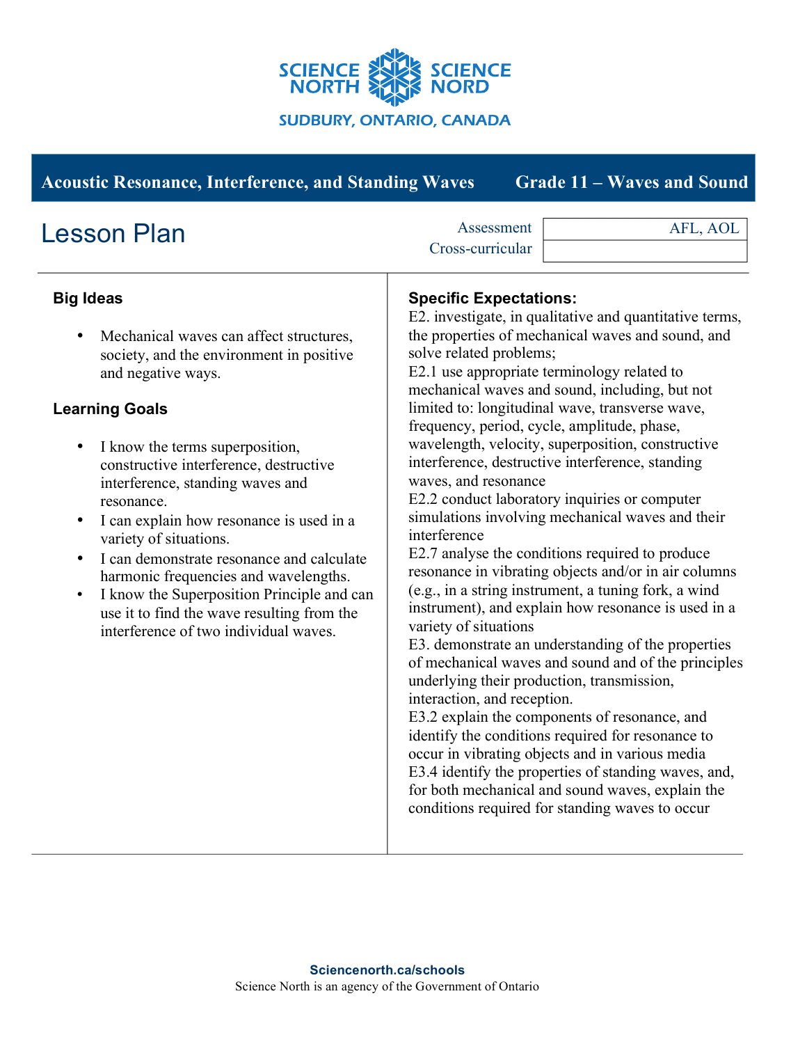SCIENCE NORTH SCIENCE NORD

SUDBURY, ONTARIO, CANADA

**Acoustic Resonance, Interference, and Standing Waves** — **Grade 11 – Waves and Sound**

# Lesson Plan

| Assessment | AFL, AOL |
|---|---|
| Cross-curricular | |

## Big Ideas

- Mechanical waves can affect structures, society, and the environment in positive and negative ways.

## Learning Goals

- I know the terms superposition, constructive interference, destructive interference, standing waves and resonance.
- I can explain how resonance is used in a variety of situations.
- I can demonstrate resonance and calculate harmonic frequencies and wavelengths.
- I know the Superposition Principle and can use it to find the wave resulting from the interference of two individual waves.

## Specific Expectations:

E2. investigate, in qualitative and quantitative terms, the properties of mechanical waves and sound, and solve related problems;
E2.1 use appropriate terminology related to mechanical waves and sound, including, but not limited to: longitudinal wave, transverse wave, frequency, period, cycle, amplitude, phase, wavelength, velocity, superposition, constructive interference, destructive interference, standing waves, and resonance
E2.2 conduct laboratory inquiries or computer simulations involving mechanical waves and their interference
E2.7 analyse the conditions required to produce resonance in vibrating objects and/or in air columns (e.g., in a string instrument, a tuning fork, a wind instrument), and explain how resonance is used in a variety of situations
E3. demonstrate an understanding of the properties of mechanical waves and sound and of the principles underlying their production, transmission, interaction, and reception.
E3.2 explain the components of resonance, and identify the conditions required for resonance to occur in vibrating objects and in various media
E3.4 identify the properties of standing waves, and, for both mechanical and sound waves, explain the conditions required for standing waves to occur

Sciencenorth.ca/schools
Science North is an agency of the Government of Ontario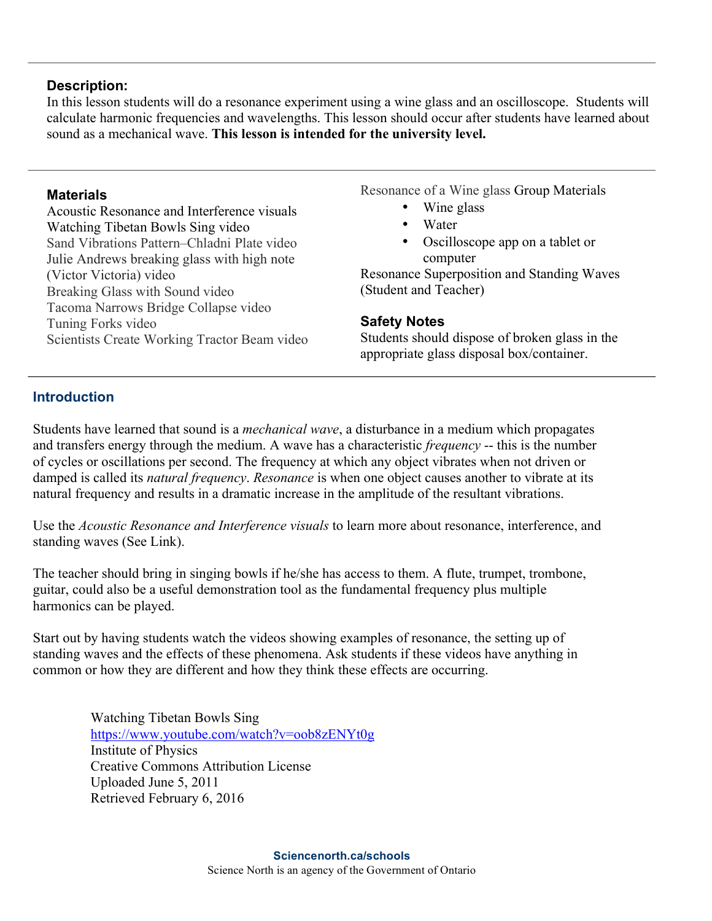**Description:**

In this lesson students will do a resonance experiment using a wine glass and an oscilloscope. Students will calculate harmonic frequencies and wavelengths. This lesson should occur after students have learned about sound as a mechanical wave. **This lesson is intended for the university level.**

---

**Materials**

Acoustic Resonance and Interference visuals
Watching Tibetan Bowls Sing video
Sand Vibrations Pattern–Chladni Plate video
Julie Andrews breaking glass with high note (Victor Victoria) video
Breaking Glass with Sound video
Tacoma Narrows Bridge Collapse video
Tuning Forks video
Scientists Create Working Tractor Beam video

Resonance of a Wine glass Group Materials

- Wine glass
- Water
- Oscilloscope app on a tablet or computer

Resonance Superposition and Standing Waves (Student and Teacher)

**Safety Notes**

Students should dispose of broken glass in the appropriate glass disposal box/container.

---

## Introduction

Students have learned that sound is a *mechanical wave*, a disturbance in a medium which propagates and transfers energy through the medium. A wave has a characteristic *frequency* -- this is the number of cycles or oscillations per second. The frequency at which any object vibrates when not driven or damped is called its *natural frequency*. *Resonance* is when one object causes another to vibrate at its natural frequency and results in a dramatic increase in the amplitude of the resultant vibrations.

Use the *Acoustic Resonance and Interference visuals* to learn more about resonance, interference, and standing waves (See Link).

The teacher should bring in singing bowls if he/she has access to them. A flute, trumpet, trombone, guitar, could also be a useful demonstration tool as the fundamental frequency plus multiple harmonics can be played.

Start out by having students watch the videos showing examples of resonance, the setting up of standing waves and the effects of these phenomena. Ask students if these videos have anything in common or how they are different and how they think these effects are occurring.

> Watching Tibetan Bowls Sing
> https://www.youtube.com/watch?v=oob8zENYt0g
> Institute of Physics
> Creative Commons Attribution License
> Uploaded June 5, 2011
> Retrieved February 6, 2016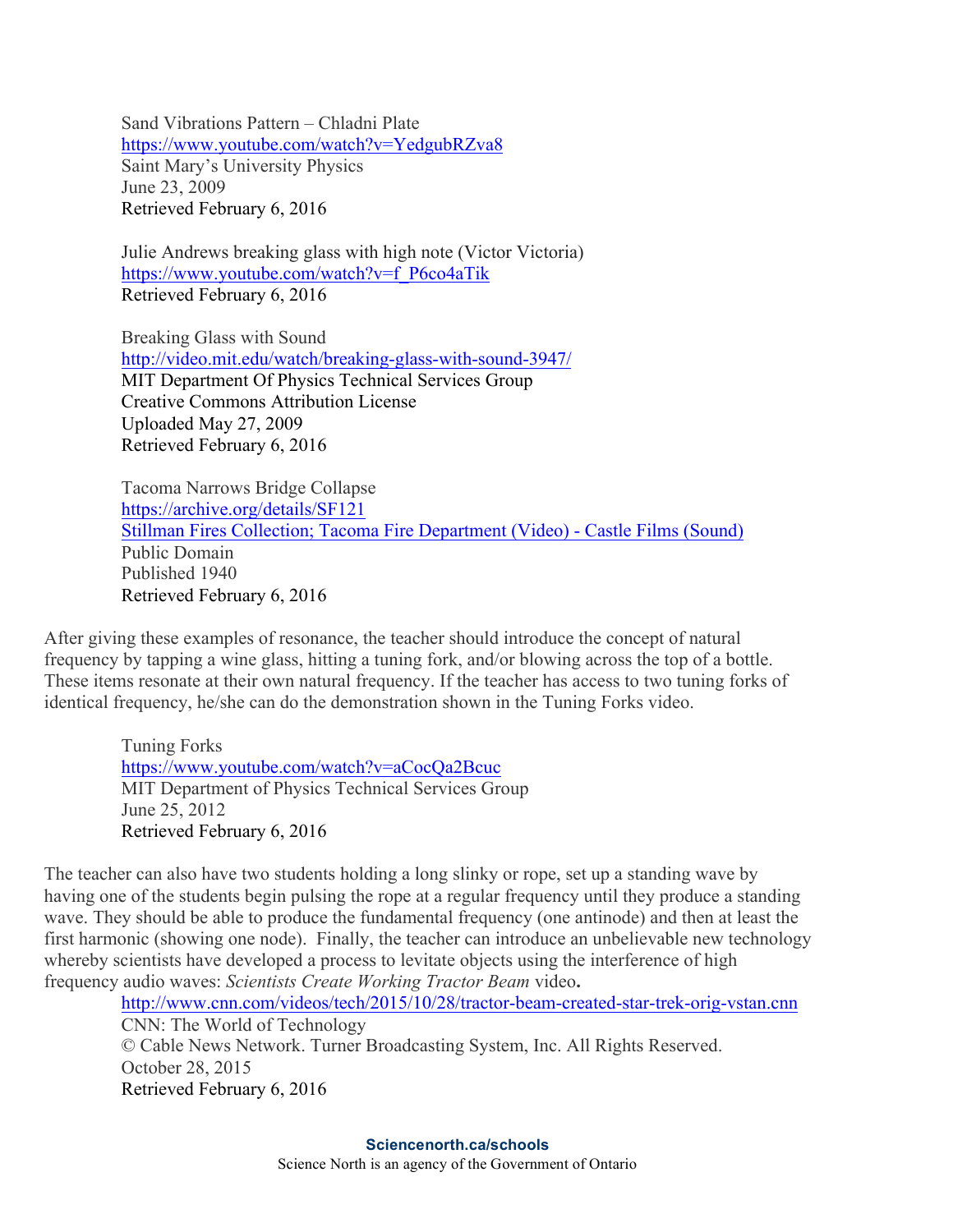Sand Vibrations Pattern – Chladni Plate
https://www.youtube.com/watch?v=YedgubRZva8
Saint Mary's University Physics
June 23, 2009
Retrieved February 6, 2016

Julie Andrews breaking glass with high note (Victor Victoria)
https://www.youtube.com/watch?v=f_P6co4aTik
Retrieved February 6, 2016

Breaking Glass with Sound
http://video.mit.edu/watch/breaking-glass-with-sound-3947/
MIT Department Of Physics Technical Services Group
Creative Commons Attribution License
Uploaded May 27, 2009
Retrieved February 6, 2016

Tacoma Narrows Bridge Collapse
https://archive.org/details/SF121
Stillman Fires Collection; Tacoma Fire Department (Video) - Castle Films (Sound)
Public Domain
Published 1940
Retrieved February 6, 2016

After giving these examples of resonance, the teacher should introduce the concept of natural frequency by tapping a wine glass, hitting a tuning fork, and/or blowing across the top of a bottle. These items resonate at their own natural frequency. If the teacher has access to two tuning forks of identical frequency, he/she can do the demonstration shown in the Tuning Forks video.

Tuning Forks
https://www.youtube.com/watch?v=aCocQa2Bcuc
MIT Department of Physics Technical Services Group
June 25, 2012
Retrieved February 6, 2016

The teacher can also have two students holding a long slinky or rope, set up a standing wave by having one of the students begin pulsing the rope at a regular frequency until they produce a standing wave. They should be able to produce the fundamental frequency (one antinode) and then at least the first harmonic (showing one node). Finally, the teacher can introduce an unbelievable new technology whereby scientists have developed a process to levitate objects using the interference of high frequency audio waves: *Scientists Create Working Tractor Beam* video**.**

http://www.cnn.com/videos/tech/2015/10/28/tractor-beam-created-star-trek-orig-vstan.cnn
CNN: The World of Technology
© Cable News Network. Turner Broadcasting System, Inc. All Rights Reserved.
October 28, 2015
Retrieved February 6, 2016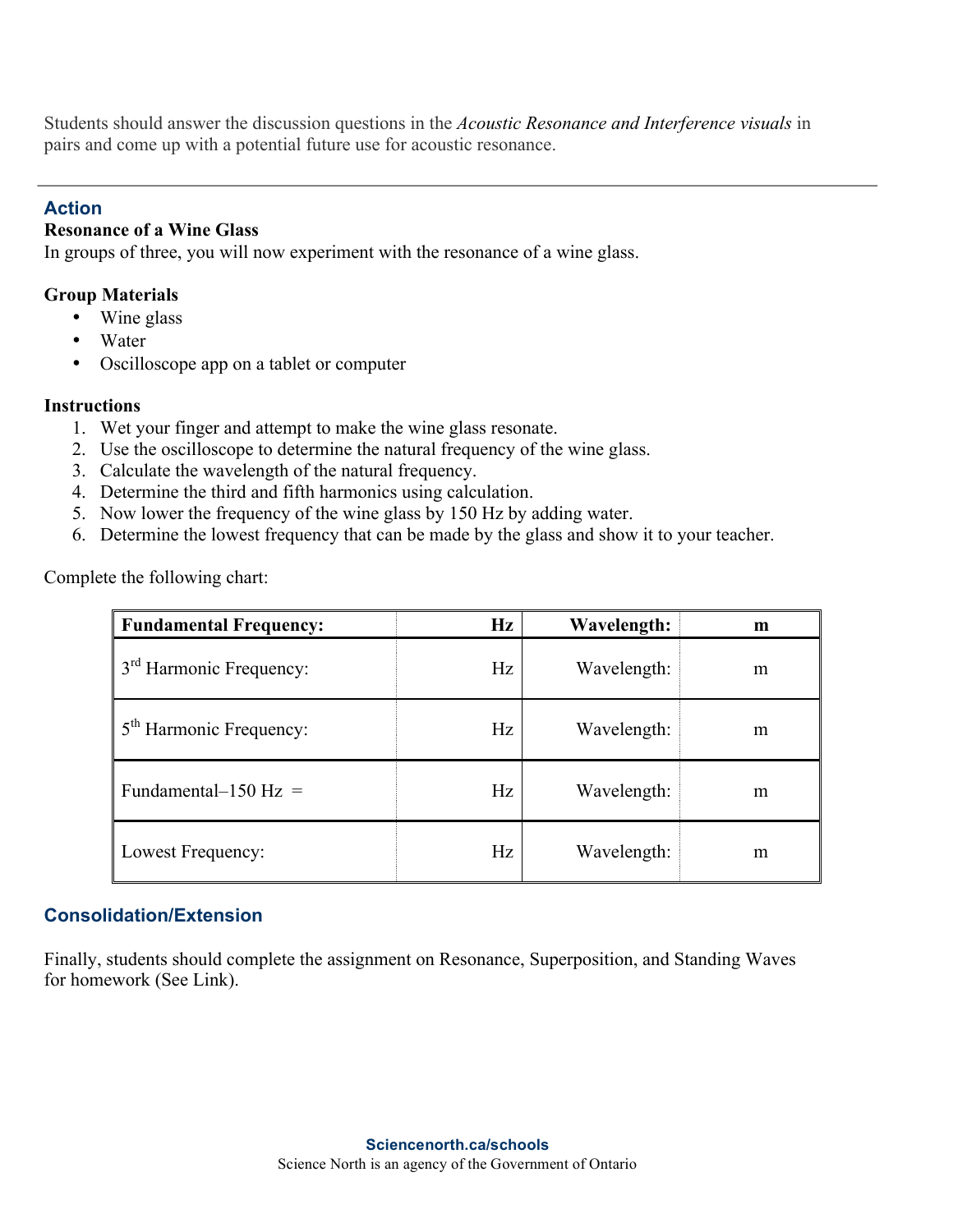Students should answer the discussion questions in the *Acoustic Resonance and Interference visuals* in pairs and come up with a potential future use for acoustic resonance.

---

## Action

**Resonance of a Wine Glass**

In groups of three, you will now experiment with the resonance of a wine glass.

**Group Materials**

- Wine glass
- Water
- Oscilloscope app on a tablet or computer

**Instructions**

1. Wet your finger and attempt to make the wine glass resonate.
2. Use the oscilloscope to determine the natural frequency of the wine glass.
3. Calculate the wavelength of the natural frequency.
4. Determine the third and fifth harmonics using calculation.
5. Now lower the frequency of the wine glass by 150 Hz by adding water.
6. Determine the lowest frequency that can be made by the glass and show it to your teacher.

Complete the following chart:

| **Fundamental Frequency:** | **Hz** | **Wavelength:** | **m** |
|---|---|---|---|
| 3rd Harmonic Frequency: | Hz | Wavelength: | m |
| 5th Harmonic Frequency: | Hz | Wavelength: | m |
| Fundamental–150 Hz = | Hz | Wavelength: | m |
| Lowest Frequency: | Hz | Wavelength: | m |

## Consolidation/Extension

Finally, students should complete the assignment on Resonance, Superposition, and Standing Waves for homework (See Link).